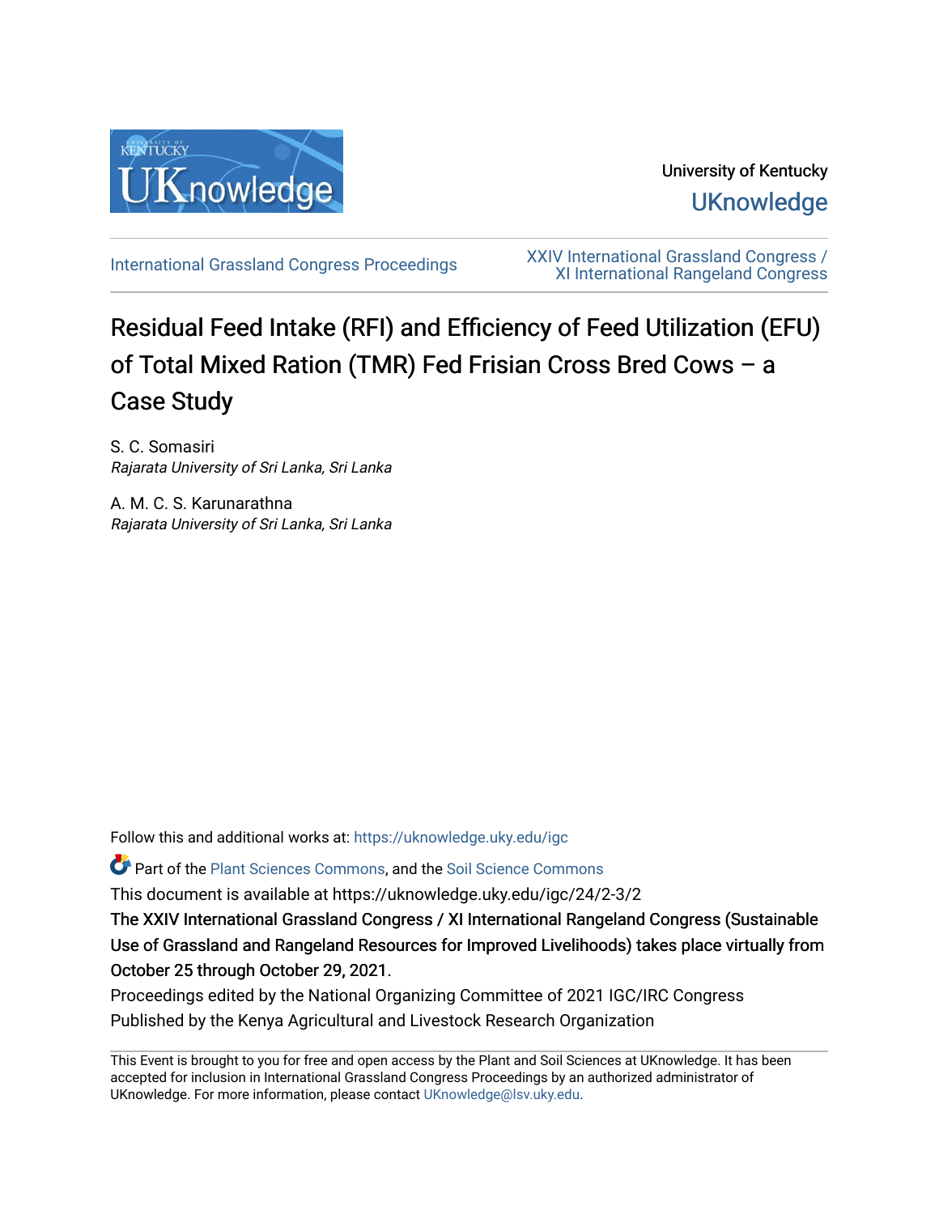University of Kentucky

UKnowledge

International Grassland Congress Proceedings

XXIV International Grassland Congress / XI International Rangeland Congress

# Residual Feed Intake (RFI) and Efficiency of Feed Utilization (EFU) of Total Mixed Ration (TMR) Fed Frisian Cross Bred Cows – a Case Study

S. C. Somasiri
*Rajarata University of Sri Lanka, Sri Lanka*

A. M. C. S. Karunarathna
*Rajarata University of Sri Lanka, Sri Lanka*

Follow this and additional works at: https://uknowledge.uky.edu/igc

Part of the Plant Sciences Commons, and the Soil Science Commons

This document is available at https://uknowledge.uky.edu/igc/24/2-3/2

**The XXIV International Grassland Congress / XI International Rangeland Congress (Sustainable Use of Grassland and Rangeland Resources for Improved Livelihoods) takes place virtually from October 25 through October 29, 2021.**

Proceedings edited by the National Organizing Committee of 2021 IGC/IRC Congress

Published by the Kenya Agricultural and Livestock Research Organization

This Event is brought to you for free and open access by the Plant and Soil Sciences at UKnowledge. It has been accepted for inclusion in International Grassland Congress Proceedings by an authorized administrator of UKnowledge. For more information, please contact UKnowledge@lsv.uky.edu.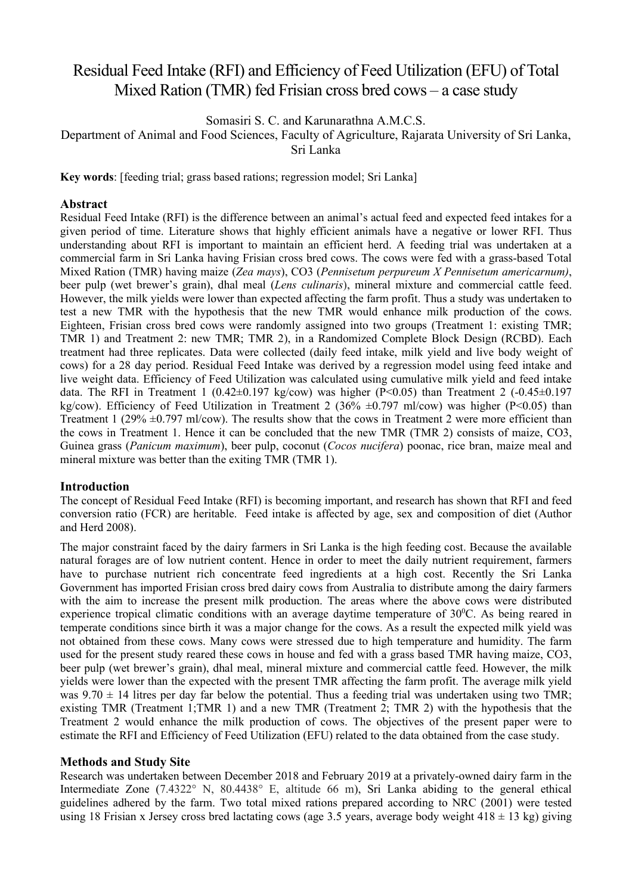# Residual Feed Intake (RFI) and Efficiency of Feed Utilization (EFU) of Total Mixed Ration (TMR) fed Frisian cross bred cows – a case study

Somasiri S. C. and Karunarathna A.M.C.S.

Department of Animal and Food Sciences, Faculty of Agriculture, Rajarata University of Sri Lanka, Sri Lanka

**Key words**: [feeding trial; grass based rations; regression model; Sri Lanka]

## Abstract

Residual Feed Intake (RFI) is the difference between an animal's actual feed and expected feed intakes for a given period of time. Literature shows that highly efficient animals have a negative or lower RFI. Thus understanding about RFI is important to maintain an efficient herd. A feeding trial was undertaken at a commercial farm in Sri Lanka having Frisian cross bred cows. The cows were fed with a grass-based Total Mixed Ration (TMR) having maize (*Zea mays*), CO3 (*Pennisetum perpureum X Pennisetum americarnum)*, beer pulp (wet brewer's grain), dhal meal (*Lens culinaris*), mineral mixture and commercial cattle feed. However, the milk yields were lower than expected affecting the farm profit. Thus a study was undertaken to test a new TMR with the hypothesis that the new TMR would enhance milk production of the cows. Eighteen, Frisian cross bred cows were randomly assigned into two groups (Treatment 1: existing TMR; TMR 1) and Treatment 2: new TMR; TMR 2), in a Randomized Complete Block Design (RCBD). Each treatment had three replicates. Data were collected (daily feed intake, milk yield and live body weight of cows) for a 28 day period. Residual Feed Intake was derived by a regression model using feed intake and live weight data. Efficiency of Feed Utilization was calculated using cumulative milk yield and feed intake data. The RFI in Treatment 1 (0.42±0.197 kg/cow) was higher ($P<0.05$) than Treatment 2 (-0.45±0.197 kg/cow). Efficiency of Feed Utilization in Treatment 2 (36% ±0.797 ml/cow) was higher ($P<0.05$) than Treatment 1 (29% ±0.797 ml/cow). The results show that the cows in Treatment 2 were more efficient than the cows in Treatment 1. Hence it can be concluded that the new TMR (TMR 2) consists of maize, CO3, Guinea grass (*Panicum maximum*), beer pulp, coconut (*Cocos nucifera*) poonac, rice bran, maize meal and mineral mixture was better than the exiting TMR (TMR 1).

## Introduction

The concept of Residual Feed Intake (RFI) is becoming important, and research has shown that RFI and feed conversion ratio (FCR) are heritable. Feed intake is affected by age, sex and composition of diet (Author and Herd 2008).

The major constraint faced by the dairy farmers in Sri Lanka is the high feeding cost. Because the available natural forages are of low nutrient content. Hence in order to meet the daily nutrient requirement, farmers have to purchase nutrient rich concentrate feed ingredients at a high cost. Recently the Sri Lanka Government has imported Frisian cross bred dairy cows from Australia to distribute among the dairy farmers with the aim to increase the present milk production. The areas where the above cows were distributed experience tropical climatic conditions with an average daytime temperature of $30^0$C. As being reared in temperate conditions since birth it was a major change for the cows. As a result the expected milk yield was not obtained from these cows. Many cows were stressed due to high temperature and humidity. The farm used for the present study reared these cows in house and fed with a grass based TMR having maize, CO3, beer pulp (wet brewer's grain), dhal meal, mineral mixture and commercial cattle feed. However, the milk yields were lower than the expected with the present TMR affecting the farm profit. The average milk yield was 9.70 ± 14 litres per day far below the potential. Thus a feeding trial was undertaken using two TMR; existing TMR (Treatment 1;TMR 1) and a new TMR (Treatment 2; TMR 2) with the hypothesis that the Treatment 2 would enhance the milk production of cows. The objectives of the present paper were to estimate the RFI and Efficiency of Feed Utilization (EFU) related to the data obtained from the case study.

## Methods and Study Site

Research was undertaken between December 2018 and February 2019 at a privately-owned dairy farm in the Intermediate Zone (7.4322° N, 80.4438° E, altitude 66 m), Sri Lanka abiding to the general ethical guidelines adhered by the farm. Two total mixed rations prepared according to NRC (2001) were tested using 18 Frisian x Jersey cross bred lactating cows (age 3.5 years, average body weight 418 ± 13 kg) giving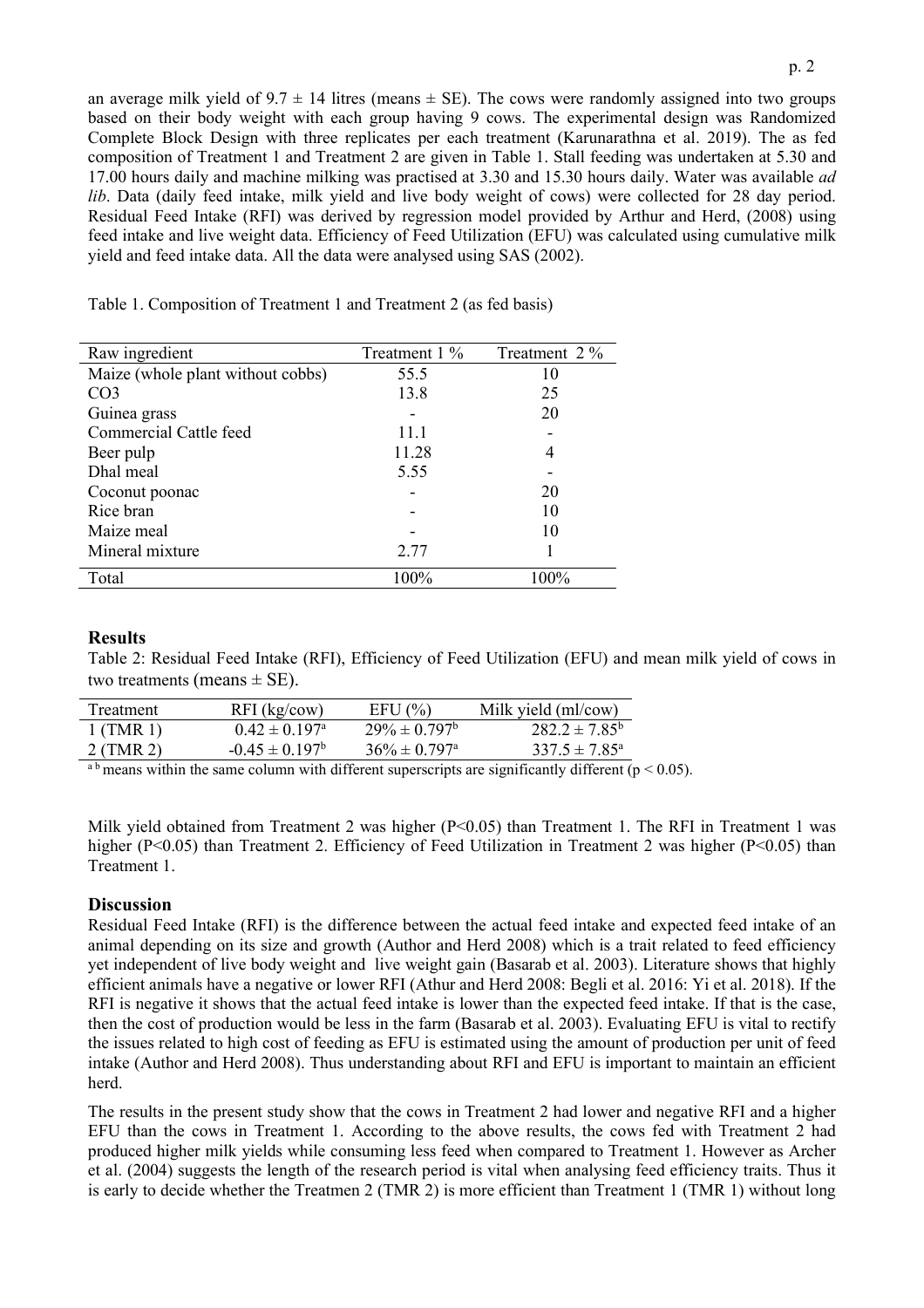an average milk yield of 9.7 ± 14 litres (means ± SE). The cows were randomly assigned into two groups based on their body weight with each group having 9 cows. The experimental design was Randomized Complete Block Design with three replicates per each treatment (Karunarathna et al. 2019). The as fed composition of Treatment 1 and Treatment 2 are given in Table 1. Stall feeding was undertaken at 5.30 and 17.00 hours daily and machine milking was practised at 3.30 and 15.30 hours daily. Water was available *ad lib*. Data (daily feed intake, milk yield and live body weight of cows) were collected for 28 day period. Residual Feed Intake (RFI) was derived by regression model provided by Arthur and Herd, (2008) using feed intake and live weight data. Efficiency of Feed Utilization (EFU) was calculated using cumulative milk yield and feed intake data. All the data were analysed using SAS (2002).

Table 1. Composition of Treatment 1 and Treatment 2 (as fed basis)

| Raw ingredient | Treatment 1 % | Treatment 2 % |
|---|---|---|
| Maize (whole plant without cobbs) | 55.5 | 10 |
| CO3 | 13.8 | 25 |
| Guinea grass | - | 20 |
| Commercial Cattle feed | 11.1 | - |
| Beer pulp | 11.28 | 4 |
| Dhal meal | 5.55 | - |
| Coconut poonac | - | 20 |
| Rice bran | - | 10 |
| Maize meal | - | 10 |
| Mineral mixture | 2.77 | 1 |
| Total | 100% | 100% |

## Results

Table 2: Residual Feed Intake (RFI), Efficiency of Feed Utilization (EFU) and mean milk yield of cows in two treatments (means ± SE).

| Treatment | RFI (kg/cow) | EFU (%) | Milk yield (ml/cow) |
|---|---|---|---|
| 1 (TMR 1) | $0.42 \pm 0.197^{a}$ | $29\% \pm 0.797^{b}$ | $282.2 \pm 7.85^{b}$ |
| 2 (TMR 2) | $-0.45 \pm 0.197^{b}$ | $36\% \pm 0.797^{a}$ | $337.5 \pm 7.85^{a}$ |

[a b] means within the same column with different superscripts are significantly different ($p < 0.05$).

Milk yield obtained from Treatment 2 was higher ($P<0.05$) than Treatment 1. The RFI in Treatment 1 was higher ($P<0.05$) than Treatment 2. Efficiency of Feed Utilization in Treatment 2 was higher ($P<0.05$) than Treatment 1.

## Discussion

Residual Feed Intake (RFI) is the difference between the actual feed intake and expected feed intake of an animal depending on its size and growth (Author and Herd 2008) which is a trait related to feed efficiency yet independent of live body weight and live weight gain (Basarab et al. 2003). Literature shows that highly efficient animals have a negative or lower RFI (Athur and Herd 2008: Begli et al. 2016: Yi et al. 2018). If the RFI is negative it shows that the actual feed intake is lower than the expected feed intake. If that is the case, then the cost of production would be less in the farm (Basarab et al. 2003). Evaluating EFU is vital to rectify the issues related to high cost of feeding as EFU is estimated using the amount of production per unit of feed intake (Author and Herd 2008). Thus understanding about RFI and EFU is important to maintain an efficient herd.

The results in the present study show that the cows in Treatment 2 had lower and negative RFI and a higher EFU than the cows in Treatment 1. According to the above results, the cows fed with Treatment 2 had produced higher milk yields while consuming less feed when compared to Treatment 1. However as Archer et al. (2004) suggests the length of the research period is vital when analysing feed efficiency traits. Thus it is early to decide whether the Treatmen 2 (TMR 2) is more efficient than Treatment 1 (TMR 1) without long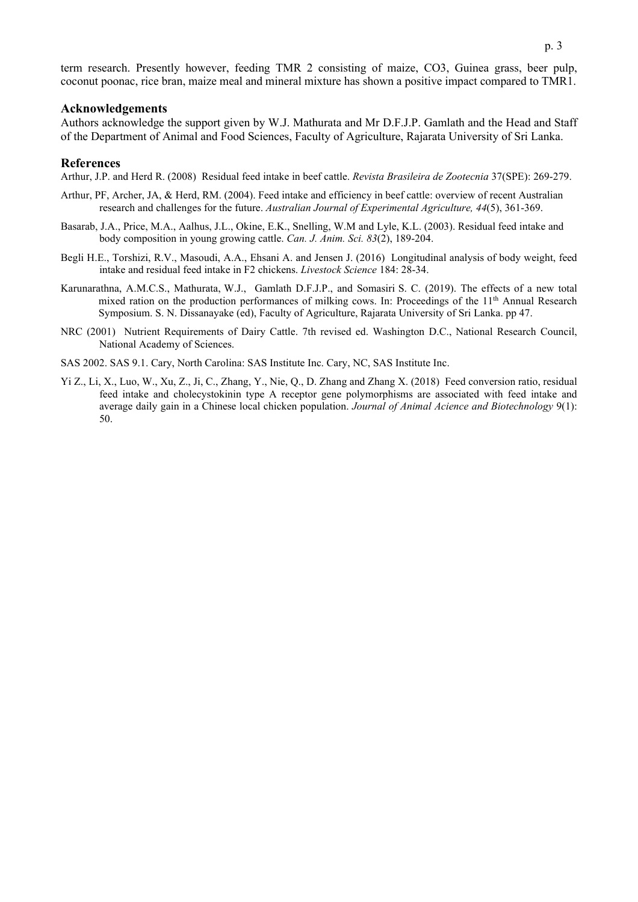term research. Presently however, feeding TMR 2 consisting of maize, CO3, Guinea grass, beer pulp, coconut poonac, rice bran, maize meal and mineral mixture has shown a positive impact compared to TMR1.

## Acknowledgements

Authors acknowledge the support given by W.J. Mathurata and Mr D.F.J.P. Gamlath and the Head and Staff of the Department of Animal and Food Sciences, Faculty of Agriculture, Rajarata University of Sri Lanka.

## References

Arthur, J.P. and Herd R. (2008) Residual feed intake in beef cattle. *Revista Brasileira de Zootecnia* 37(SPE): 269-279.

Arthur, PF, Archer, JA, & Herd, RM. (2004). Feed intake and efficiency in beef cattle: overview of recent Australian research and challenges for the future. *Australian Journal of Experimental Agriculture, 44*(5), 361-369.

Basarab, J.A., Price, M.A., Aalhus, J.L., Okine, E.K., Snelling, W.M and Lyle, K.L. (2003). Residual feed intake and body composition in young growing cattle. *Can. J. Anim. Sci. 83*(2), 189-204.

Begli H.E., Torshizi, R.V., Masoudi, A.A., Ehsani A. and Jensen J. (2016) Longitudinal analysis of body weight, feed intake and residual feed intake in F2 chickens. *Livestock Science* 184: 28-34.

Karunarathna, A.M.C.S., Mathurata, W.J., Gamlath D.F.J.P., and Somasiri S. C. (2019). The effects of a new total mixed ration on the production performances of milking cows. In: Proceedings of the 11th Annual Research Symposium. S. N. Dissanayake (ed), Faculty of Agriculture, Rajarata University of Sri Lanka. pp 47.

NRC (2001) Nutrient Requirements of Dairy Cattle. 7th revised ed. Washington D.C., National Research Council, National Academy of Sciences.

SAS 2002. SAS 9.1. Cary, North Carolina: SAS Institute Inc. Cary, NC, SAS Institute Inc.

Yi Z., Li, X., Luo, W., Xu, Z., Ji, C., Zhang, Y., Nie, Q., D. Zhang and Zhang X. (2018) Feed conversion ratio, residual feed intake and cholecystokinin type A receptor gene polymorphisms are associated with feed intake and average daily gain in a Chinese local chicken population. *Journal of Animal Acience and Biotechnology* 9(1): 50.